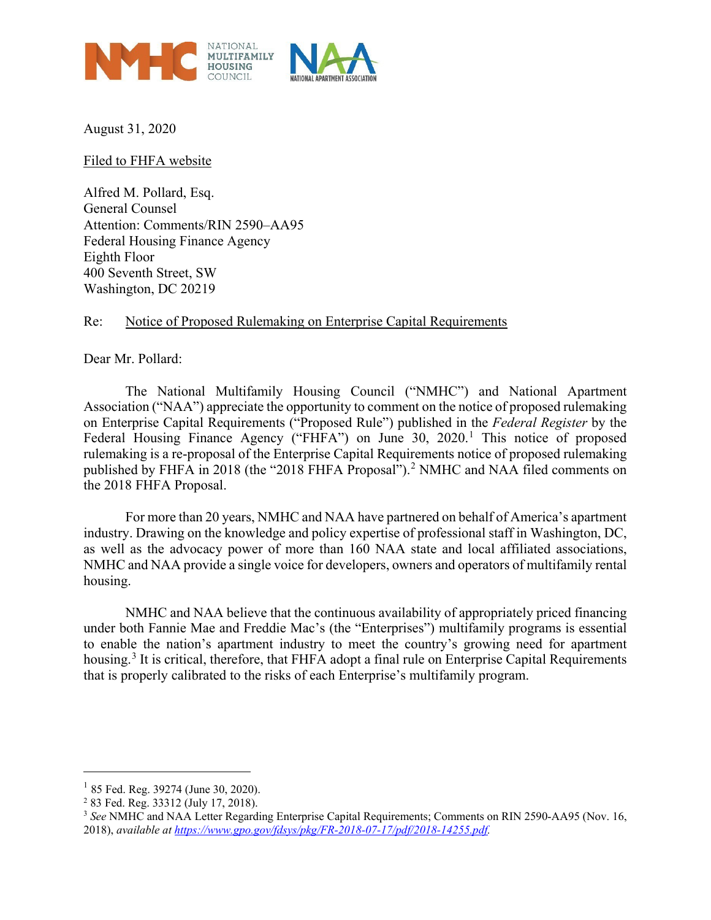NATIONAL MULTIFAMILY HOUSING COUNCIL

NATIONAL APARTMENT ASSOCIATION

August 31, 2020

Filed to FHFA website

Alfred M. Pollard, Esq.
General Counsel
Attention: Comments/RIN 2590–AA95
Federal Housing Finance Agency
Eighth Floor
400 Seventh Street, SW
Washington, DC 20219

Re: Notice of Proposed Rulemaking on Enterprise Capital Requirements

Dear Mr. Pollard:

The National Multifamily Housing Council ("NMHC") and National Apartment Association ("NAA") appreciate the opportunity to comment on the notice of proposed rulemaking on Enterprise Capital Requirements ("Proposed Rule") published in the *Federal Register* by the Federal Housing Finance Agency ("FHFA") on June 30, 2020.[1] This notice of proposed rulemaking is a re-proposal of the Enterprise Capital Requirements notice of proposed rulemaking published by FHFA in 2018 (the "2018 FHFA Proposal").[2] NMHC and NAA filed comments on the 2018 FHFA Proposal.

For more than 20 years, NMHC and NAA have partnered on behalf of America's apartment industry. Drawing on the knowledge and policy expertise of professional staff in Washington, DC, as well as the advocacy power of more than 160 NAA state and local affiliated associations, NMHC and NAA provide a single voice for developers, owners and operators of multifamily rental housing.

NMHC and NAA believe that the continuous availability of appropriately priced financing under both Fannie Mae and Freddie Mac's (the "Enterprises") multifamily programs is essential to enable the nation's apartment industry to meet the country's growing need for apartment housing.[3] It is critical, therefore, that FHFA adopt a final rule on Enterprise Capital Requirements that is properly calibrated to the risks of each Enterprise's multifamily program.

---

[1] 85 Fed. Reg. 39274 (June 30, 2020).

[2] 83 Fed. Reg. 33312 (July 17, 2018).

[3] *See* NMHC and NAA Letter Regarding Enterprise Capital Requirements; Comments on RIN 2590-AA95 (Nov. 16, 2018), *available at* https://www.gpo.gov/fdsys/pkg/FR-2018-07-17/pdf/2018-14255.pdf.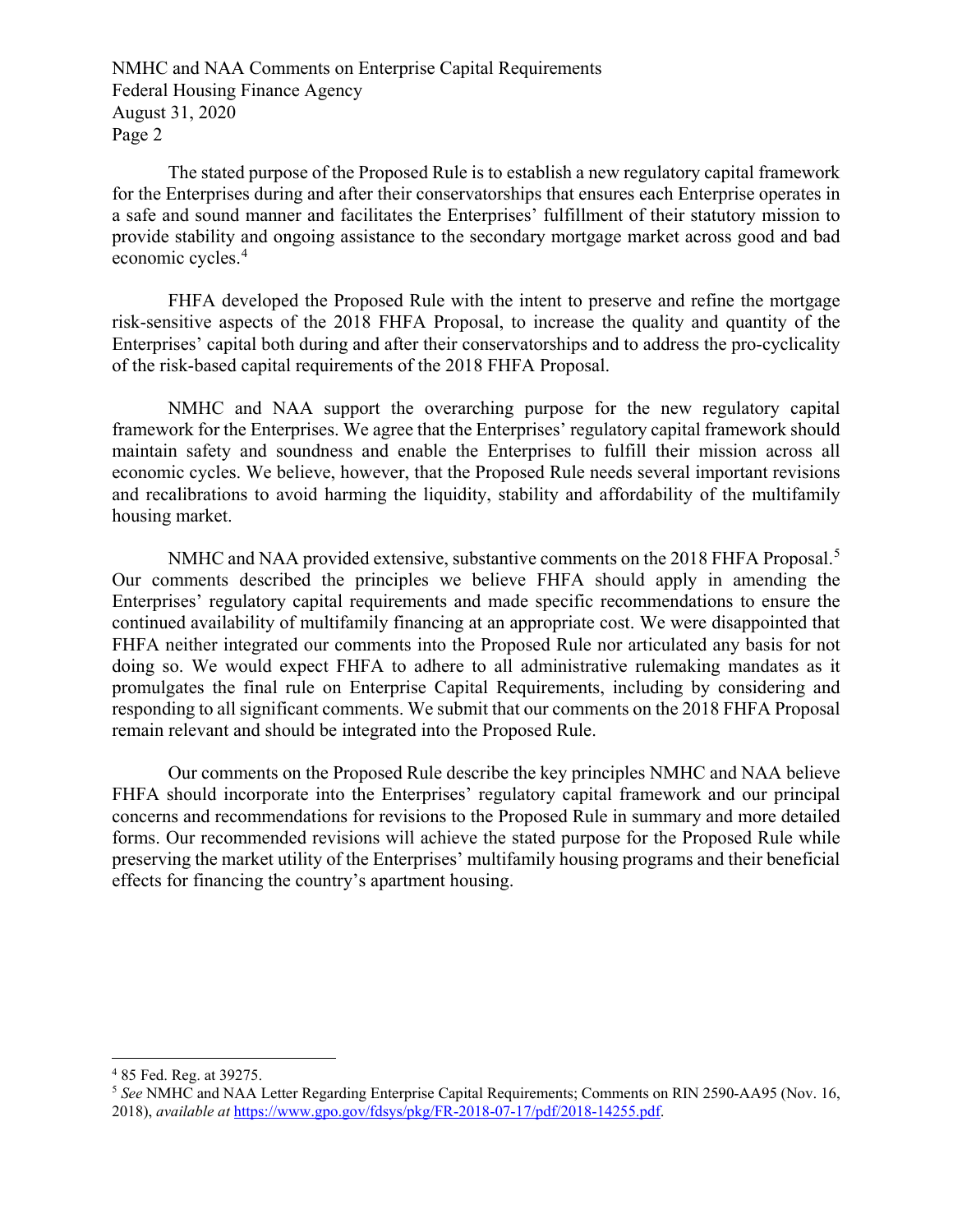The stated purpose of the Proposed Rule is to establish a new regulatory capital framework for the Enterprises during and after their conservatorships that ensures each Enterprise operates in a safe and sound manner and facilitates the Enterprises' fulfillment of their statutory mission to provide stability and ongoing assistance to the secondary mortgage market across good and bad economic cycles.[4]

FHFA developed the Proposed Rule with the intent to preserve and refine the mortgage risk-sensitive aspects of the 2018 FHFA Proposal, to increase the quality and quantity of the Enterprises' capital both during and after their conservatorships and to address the pro-cyclicality of the risk-based capital requirements of the 2018 FHFA Proposal.

NMHC and NAA support the overarching purpose for the new regulatory capital framework for the Enterprises. We agree that the Enterprises' regulatory capital framework should maintain safety and soundness and enable the Enterprises to fulfill their mission across all economic cycles. We believe, however, that the Proposed Rule needs several important revisions and recalibrations to avoid harming the liquidity, stability and affordability of the multifamily housing market.

NMHC and NAA provided extensive, substantive comments on the 2018 FHFA Proposal.[5] Our comments described the principles we believe FHFA should apply in amending the Enterprises' regulatory capital requirements and made specific recommendations to ensure the continued availability of multifamily financing at an appropriate cost. We were disappointed that FHFA neither integrated our comments into the Proposed Rule nor articulated any basis for not doing so. We would expect FHFA to adhere to all administrative rulemaking mandates as it promulgates the final rule on Enterprise Capital Requirements, including by considering and responding to all significant comments. We submit that our comments on the 2018 FHFA Proposal remain relevant and should be integrated into the Proposed Rule.

Our comments on the Proposed Rule describe the key principles NMHC and NAA believe FHFA should incorporate into the Enterprises' regulatory capital framework and our principal concerns and recommendations for revisions to the Proposed Rule in summary and more detailed forms. Our recommended revisions will achieve the stated purpose for the Proposed Rule while preserving the market utility of the Enterprises' multifamily housing programs and their beneficial effects for financing the country's apartment housing.

---

[4] 85 Fed. Reg. at 39275.

[5] *See* NMHC and NAA Letter Regarding Enterprise Capital Requirements; Comments on RIN 2590-AA95 (Nov. 16, 2018), *available at* https://www.gpo.gov/fdsys/pkg/FR-2018-07-17/pdf/2018-14255.pdf.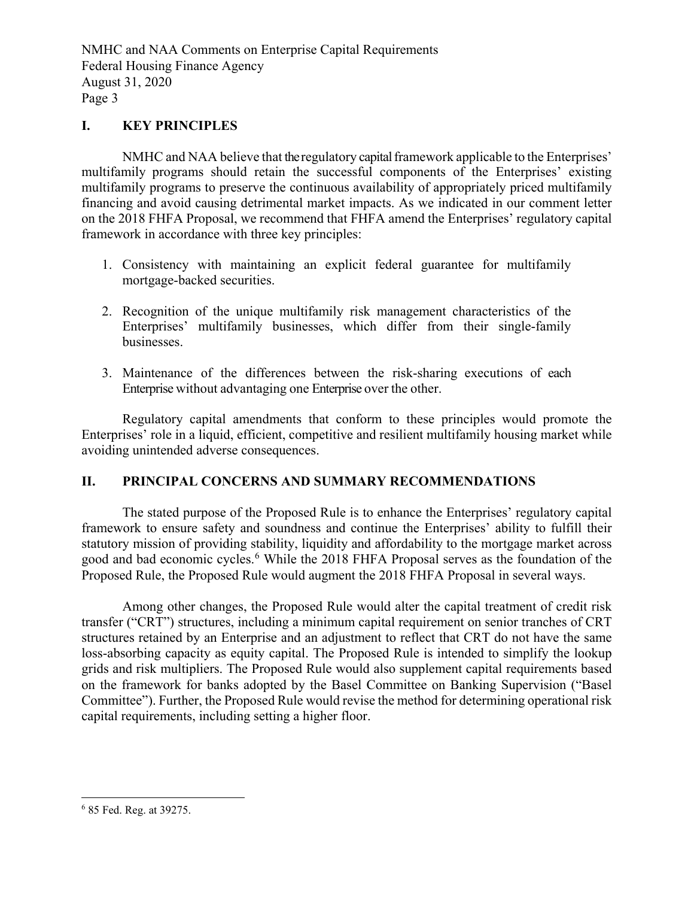## I. KEY PRINCIPLES

NMHC and NAA believe that the regulatory capital framework applicable to the Enterprises' multifamily programs should retain the successful components of the Enterprises' existing multifamily programs to preserve the continuous availability of appropriately priced multifamily financing and avoid causing detrimental market impacts. As we indicated in our comment letter on the 2018 FHFA Proposal, we recommend that FHFA amend the Enterprises' regulatory capital framework in accordance with three key principles:

1. Consistency with maintaining an explicit federal guarantee for multifamily mortgage-backed securities.

2. Recognition of the unique multifamily risk management characteristics of the Enterprises' multifamily businesses, which differ from their single-family businesses.

3. Maintenance of the differences between the risk-sharing executions of each Enterprise without advantaging one Enterprise over the other.

Regulatory capital amendments that conform to these principles would promote the Enterprises' role in a liquid, efficient, competitive and resilient multifamily housing market while avoiding unintended adverse consequences.

## II. PRINCIPAL CONCERNS AND SUMMARY RECOMMENDATIONS

The stated purpose of the Proposed Rule is to enhance the Enterprises' regulatory capital framework to ensure safety and soundness and continue the Enterprises' ability to fulfill their statutory mission of providing stability, liquidity and affordability to the mortgage market across good and bad economic cycles.[6] While the 2018 FHFA Proposal serves as the foundation of the Proposed Rule, the Proposed Rule would augment the 2018 FHFA Proposal in several ways.

Among other changes, the Proposed Rule would alter the capital treatment of credit risk transfer ("CRT") structures, including a minimum capital requirement on senior tranches of CRT structures retained by an Enterprise and an adjustment to reflect that CRT do not have the same loss-absorbing capacity as equity capital. The Proposed Rule is intended to simplify the lookup grids and risk multipliers. The Proposed Rule would also supplement capital requirements based on the framework for banks adopted by the Basel Committee on Banking Supervision ("Basel Committee"). Further, the Proposed Rule would revise the method for determining operational risk capital requirements, including setting a higher floor.

[6] 85 Fed. Reg. at 39275.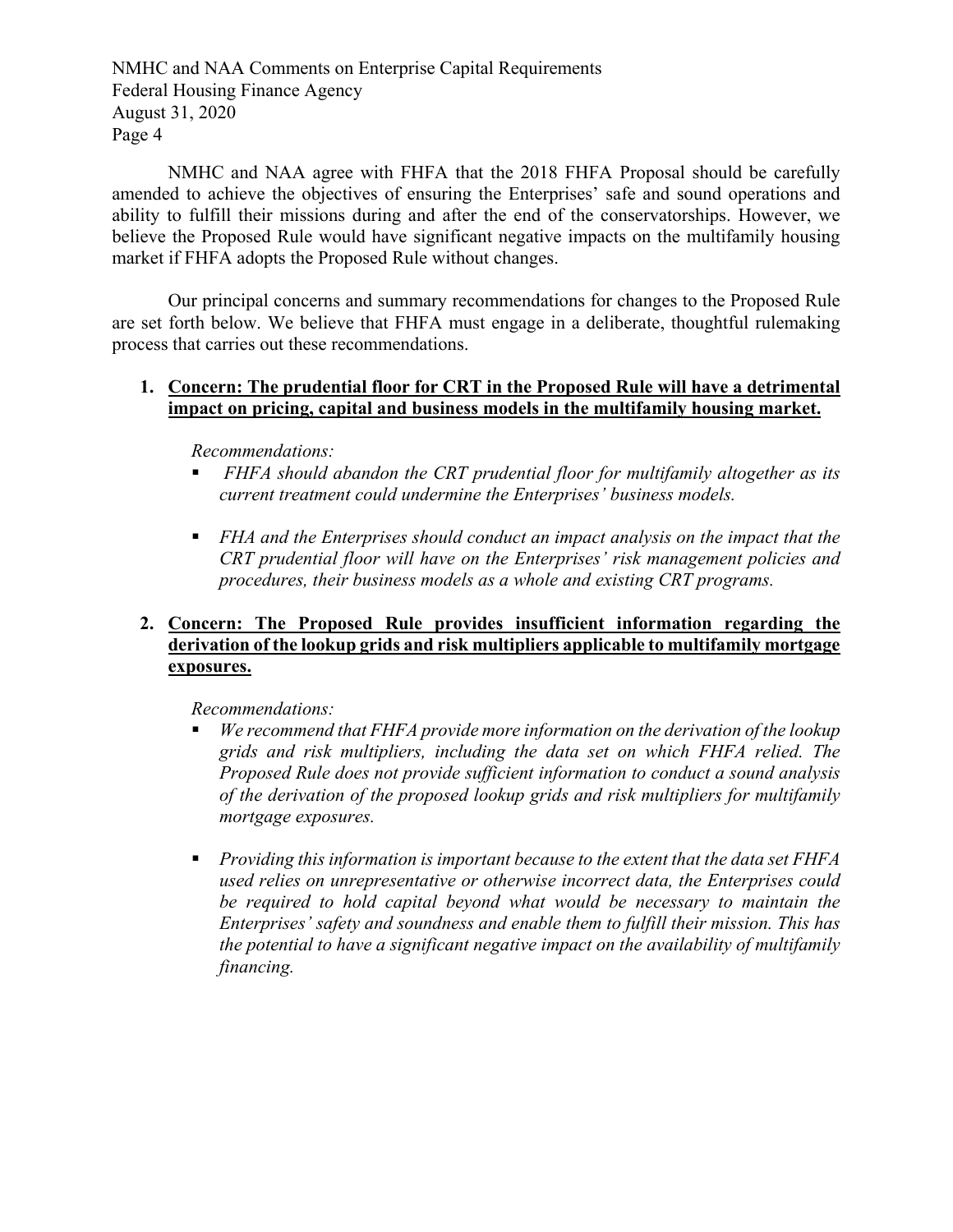NMHC and NAA agree with FHFA that the 2018 FHFA Proposal should be carefully amended to achieve the objectives of ensuring the Enterprises' safe and sound operations and ability to fulfill their missions during and after the end of the conservatorships. However, we believe the Proposed Rule would have significant negative impacts on the multifamily housing market if FHFA adopts the Proposed Rule without changes.

Our principal concerns and summary recommendations for changes to the Proposed Rule are set forth below. We believe that FHFA must engage in a deliberate, thoughtful rulemaking process that carries out these recommendations.

1. **Concern: The prudential floor for CRT in the Proposed Rule will have a detrimental impact on pricing, capital and business models in the multifamily housing market.**

   *Recommendations:*

   - *FHFA should abandon the CRT prudential floor for multifamily altogether as its current treatment could undermine the Enterprises' business models.*
   - *FHA and the Enterprises should conduct an impact analysis on the impact that the CRT prudential floor will have on the Enterprises' risk management policies and procedures, their business models as a whole and existing CRT programs.*

2. **Concern: The Proposed Rule provides insufficient information regarding the derivation of the lookup grids and risk multipliers applicable to multifamily mortgage exposures.**

   *Recommendations:*

   - *We recommend that FHFA provide more information on the derivation of the lookup grids and risk multipliers, including the data set on which FHFA relied. The Proposed Rule does not provide sufficient information to conduct a sound analysis of the derivation of the proposed lookup grids and risk multipliers for multifamily mortgage exposures.*
   - *Providing this information is important because to the extent that the data set FHFA used relies on unrepresentative or otherwise incorrect data, the Enterprises could be required to hold capital beyond what would be necessary to maintain the Enterprises' safety and soundness and enable them to fulfill their mission. This has the potential to have a significant negative impact on the availability of multifamily financing.*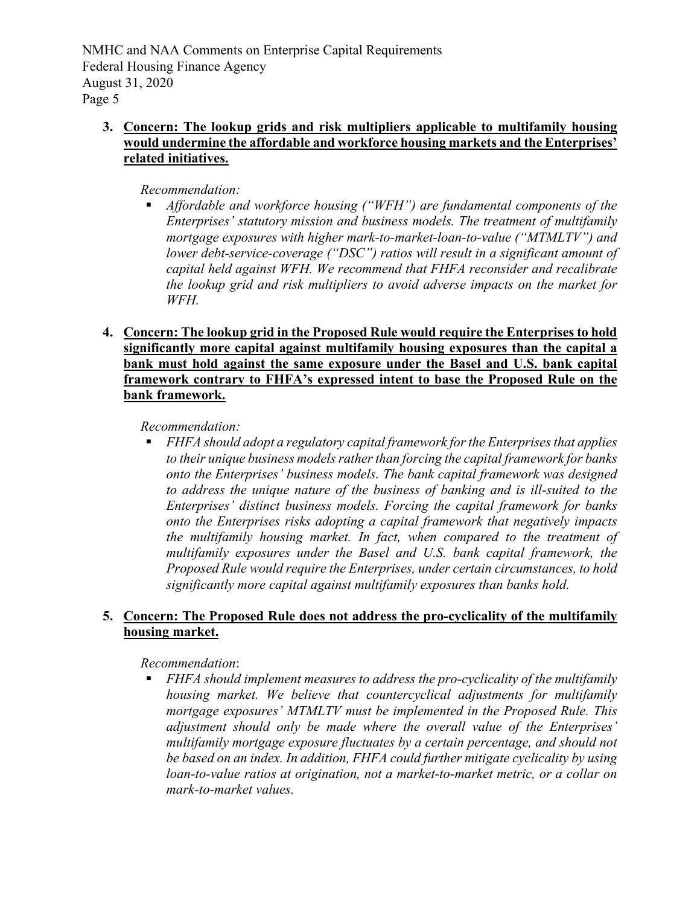3. **<u>Concern: The lookup grids and risk multipliers applicable to multifamily housing would undermine the affordable and workforce housing markets and the Enterprises' related initiatives.</u>**

   *Recommendation:*

   - *Affordable and workforce housing ("WFH") are fundamental components of the Enterprises' statutory mission and business models. The treatment of multifamily mortgage exposures with higher mark-to-market-loan-to-value ("MTMLTV") and lower debt-service-coverage ("DSC") ratios will result in a significant amount of capital held against WFH. We recommend that FHFA reconsider and recalibrate the lookup grid and risk multipliers to avoid adverse impacts on the market for WFH.*

4. **<u>Concern: The lookup grid in the Proposed Rule would require the Enterprises to hold significantly more capital against multifamily housing exposures than the capital a bank must hold against the same exposure under the Basel and U.S. bank capital framework contrary to FHFA's expressed intent to base the Proposed Rule on the bank framework.</u>**

   *Recommendation:*

   - *FHFA should adopt a regulatory capital framework for the Enterprises that applies to their unique business models rather than forcing the capital framework for banks onto the Enterprises' business models. The bank capital framework was designed to address the unique nature of the business of banking and is ill-suited to the Enterprises' distinct business models. Forcing the capital framework for banks onto the Enterprises risks adopting a capital framework that negatively impacts the multifamily housing market. In fact, when compared to the treatment of multifamily exposures under the Basel and U.S. bank capital framework, the Proposed Rule would require the Enterprises, under certain circumstances, to hold significantly more capital against multifamily exposures than banks hold.*

5. **<u>Concern: The Proposed Rule does not address the pro-cyclicality of the multifamily housing market.</u>**

   *Recommendation*:

   - *FHFA should implement measures to address the pro-cyclicality of the multifamily housing market. We believe that countercyclical adjustments for multifamily mortgage exposures' MTMLTV must be implemented in the Proposed Rule. This adjustment should only be made where the overall value of the Enterprises' multifamily mortgage exposure fluctuates by a certain percentage, and should not be based on an index. In addition, FHFA could further mitigate cyclicality by using loan-to-value ratios at origination, not a market-to-market metric, or a collar on mark-to-market values.*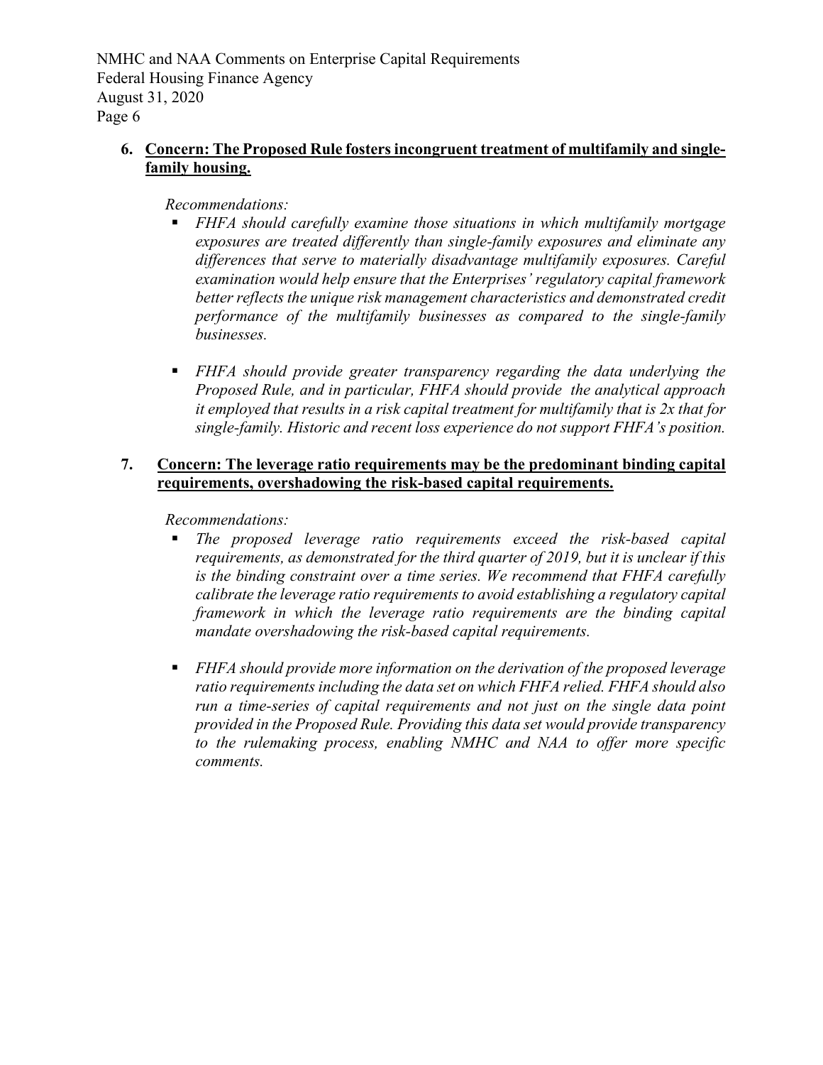6. **Concern: The Proposed Rule fosters incongruent treatment of multifamily and single-family housing.**

   *Recommendations:*

   - *FHFA should carefully examine those situations in which multifamily mortgage exposures are treated differently than single-family exposures and eliminate any differences that serve to materially disadvantage multifamily exposures. Careful examination would help ensure that the Enterprises' regulatory capital framework better reflects the unique risk management characteristics and demonstrated credit performance of the multifamily businesses as compared to the single-family businesses.*

   - *FHFA should provide greater transparency regarding the data underlying the Proposed Rule, and in particular, FHFA should provide the analytical approach it employed that results in a risk capital treatment for multifamily that is 2x that for single-family. Historic and recent loss experience do not support FHFA's position.*

7. **Concern: The leverage ratio requirements may be the predominant binding capital requirements, overshadowing the risk-based capital requirements.**

   *Recommendations:*

   - *The proposed leverage ratio requirements exceed the risk-based capital requirements, as demonstrated for the third quarter of 2019, but it is unclear if this is the binding constraint over a time series. We recommend that FHFA carefully calibrate the leverage ratio requirements to avoid establishing a regulatory capital framework in which the leverage ratio requirements are the binding capital mandate overshadowing the risk-based capital requirements.*

   - *FHFA should provide more information on the derivation of the proposed leverage ratio requirements including the data set on which FHFA relied. FHFA should also run a time-series of capital requirements and not just on the single data point provided in the Proposed Rule. Providing this data set would provide transparency to the rulemaking process, enabling NMHC and NAA to offer more specific comments.*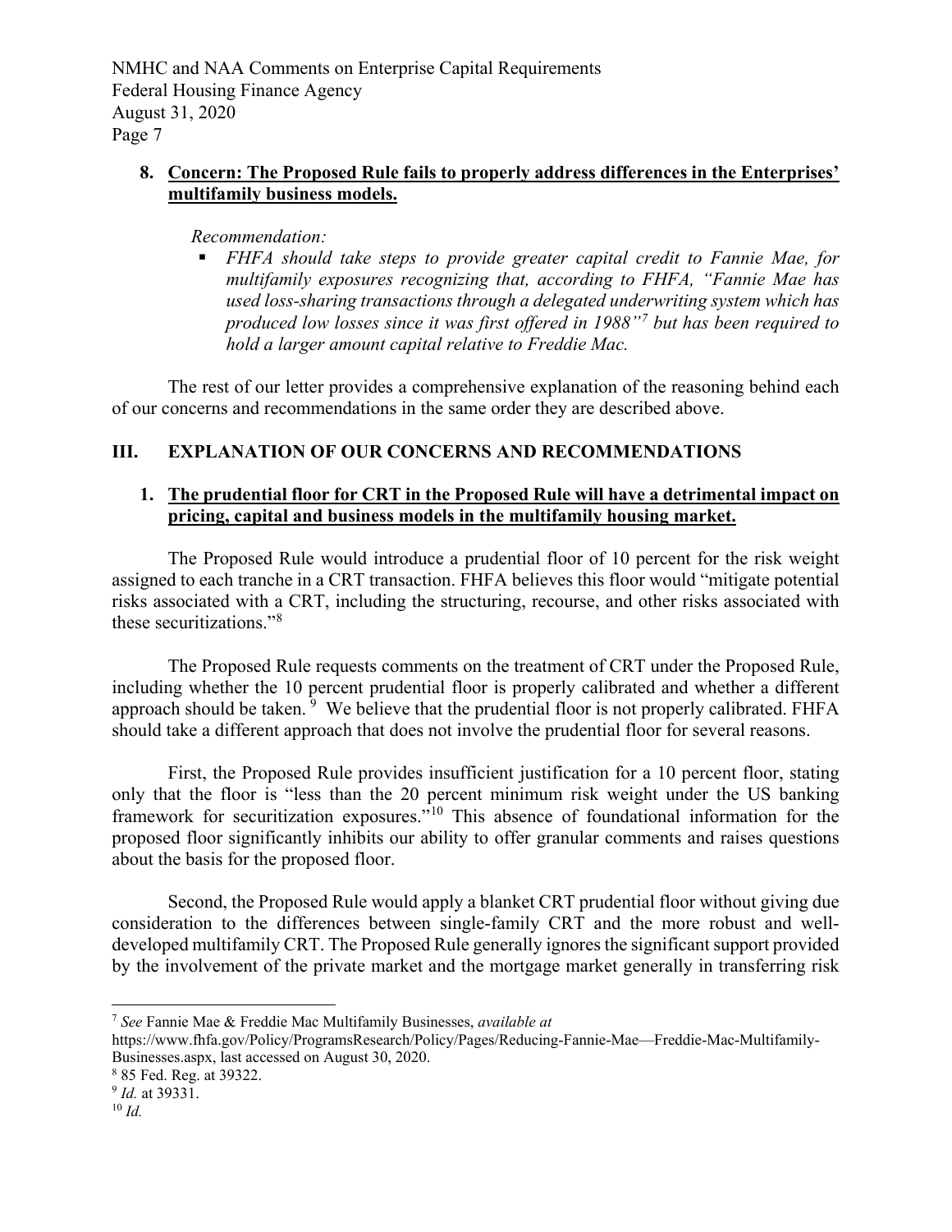8. **<u>Concern: The Proposed Rule fails to properly address differences in the Enterprises' multifamily business models.</u>**

   *Recommendation:*

   - *FHFA should take steps to provide greater capital credit to Fannie Mae, for multifamily exposures recognizing that, according to FHFA, "Fannie Mae has used loss-sharing transactions through a delegated underwriting system which has produced low losses since it was first offered in 1988"[7] but has been required to hold a larger amount capital relative to Freddie Mac.*

The rest of our letter provides a comprehensive explanation of the reasoning behind each of our concerns and recommendations in the same order they are described above.

## III. EXPLANATION OF OUR CONCERNS AND RECOMMENDATIONS

### 1. <u>The prudential floor for CRT in the Proposed Rule will have a detrimental impact on pricing, capital and business models in the multifamily housing market.</u>

The Proposed Rule would introduce a prudential floor of 10 percent for the risk weight assigned to each tranche in a CRT transaction. FHFA believes this floor would "mitigate potential risks associated with a CRT, including the structuring, recourse, and other risks associated with these securitizations."[8]

The Proposed Rule requests comments on the treatment of CRT under the Proposed Rule, including whether the 10 percent prudential floor is properly calibrated and whether a different approach should be taken.[9] We believe that the prudential floor is not properly calibrated. FHFA should take a different approach that does not involve the prudential floor for several reasons.

First, the Proposed Rule provides insufficient justification for a 10 percent floor, stating only that the floor is "less than the 20 percent minimum risk weight under the US banking framework for securitization exposures."[10] This absence of foundational information for the proposed floor significantly inhibits our ability to offer granular comments and raises questions about the basis for the proposed floor.

Second, the Proposed Rule would apply a blanket CRT prudential floor without giving due consideration to the differences between single-family CRT and the more robust and well-developed multifamily CRT. The Proposed Rule generally ignores the significant support provided by the involvement of the private market and the mortgage market generally in transferring risk

---

[7] *See* Fannie Mae & Freddie Mac Multifamily Businesses, *available at* https://www.fhfa.gov/Policy/ProgramsResearch/Policy/Pages/Reducing-Fannie-Mae—Freddie-Mac-Multifamily-Businesses.aspx, last accessed on August 30, 2020.

[8] 85 Fed. Reg. at 39322.

[9] *Id.* at 39331.

[10] *Id.*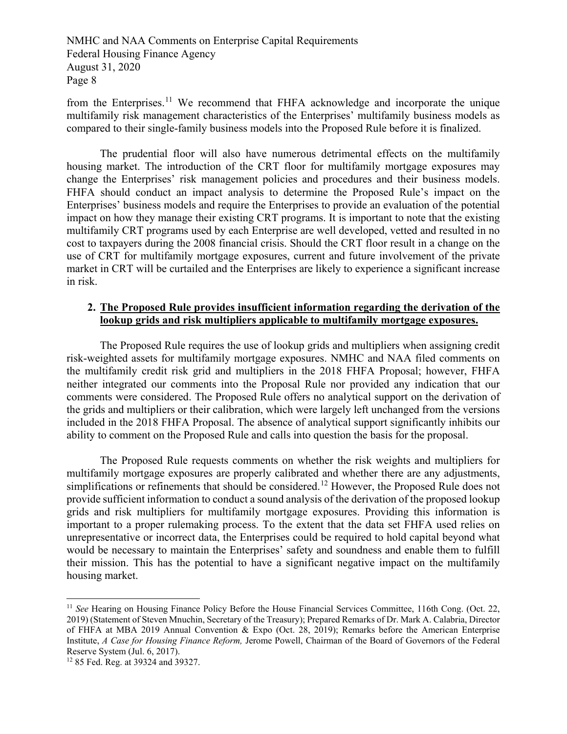from the Enterprises.[11] We recommend that FHFA acknowledge and incorporate the unique multifamily risk management characteristics of the Enterprises' multifamily business models as compared to their single-family business models into the Proposed Rule before it is finalized.

The prudential floor will also have numerous detrimental effects on the multifamily housing market. The introduction of the CRT floor for multifamily mortgage exposures may change the Enterprises' risk management policies and procedures and their business models. FHFA should conduct an impact analysis to determine the Proposed Rule's impact on the Enterprises' business models and require the Enterprises to provide an evaluation of the potential impact on how they manage their existing CRT programs. It is important to note that the existing multifamily CRT programs used by each Enterprise are well developed, vetted and resulted in no cost to taxpayers during the 2008 financial crisis. Should the CRT floor result in a change on the use of CRT for multifamily mortgage exposures, current and future involvement of the private market in CRT will be curtailed and the Enterprises are likely to experience a significant increase in risk.

**2. <u>The Proposed Rule provides insufficient information regarding the derivation of the lookup grids and risk multipliers applicable to multifamily mortgage exposures.</u>**

The Proposed Rule requires the use of lookup grids and multipliers when assigning credit risk-weighted assets for multifamily mortgage exposures. NMHC and NAA filed comments on the multifamily credit risk grid and multipliers in the 2018 FHFA Proposal; however, FHFA neither integrated our comments into the Proposal Rule nor provided any indication that our comments were considered. The Proposed Rule offers no analytical support on the derivation of the grids and multipliers or their calibration, which were largely left unchanged from the versions included in the 2018 FHFA Proposal. The absence of analytical support significantly inhibits our ability to comment on the Proposed Rule and calls into question the basis for the proposal.

The Proposed Rule requests comments on whether the risk weights and multipliers for multifamily mortgage exposures are properly calibrated and whether there are any adjustments, simplifications or refinements that should be considered.[12] However, the Proposed Rule does not provide sufficient information to conduct a sound analysis of the derivation of the proposed lookup grids and risk multipliers for multifamily mortgage exposures. Providing this information is important to a proper rulemaking process. To the extent that the data set FHFA used relies on unrepresentative or incorrect data, the Enterprises could be required to hold capital beyond what would be necessary to maintain the Enterprises' safety and soundness and enable them to fulfill their mission. This has the potential to have a significant negative impact on the multifamily housing market.

---

[11] *See* Hearing on Housing Finance Policy Before the House Financial Services Committee, 116th Cong. (Oct. 22, 2019) (Statement of Steven Mnuchin, Secretary of the Treasury); Prepared Remarks of Dr. Mark A. Calabria, Director of FHFA at MBA 2019 Annual Convention & Expo (Oct. 28, 2019); Remarks before the American Enterprise Institute, *A Case for Housing Finance Reform,* Jerome Powell, Chairman of the Board of Governors of the Federal Reserve System (Jul. 6, 2017).

[12] 85 Fed. Reg. at 39324 and 39327.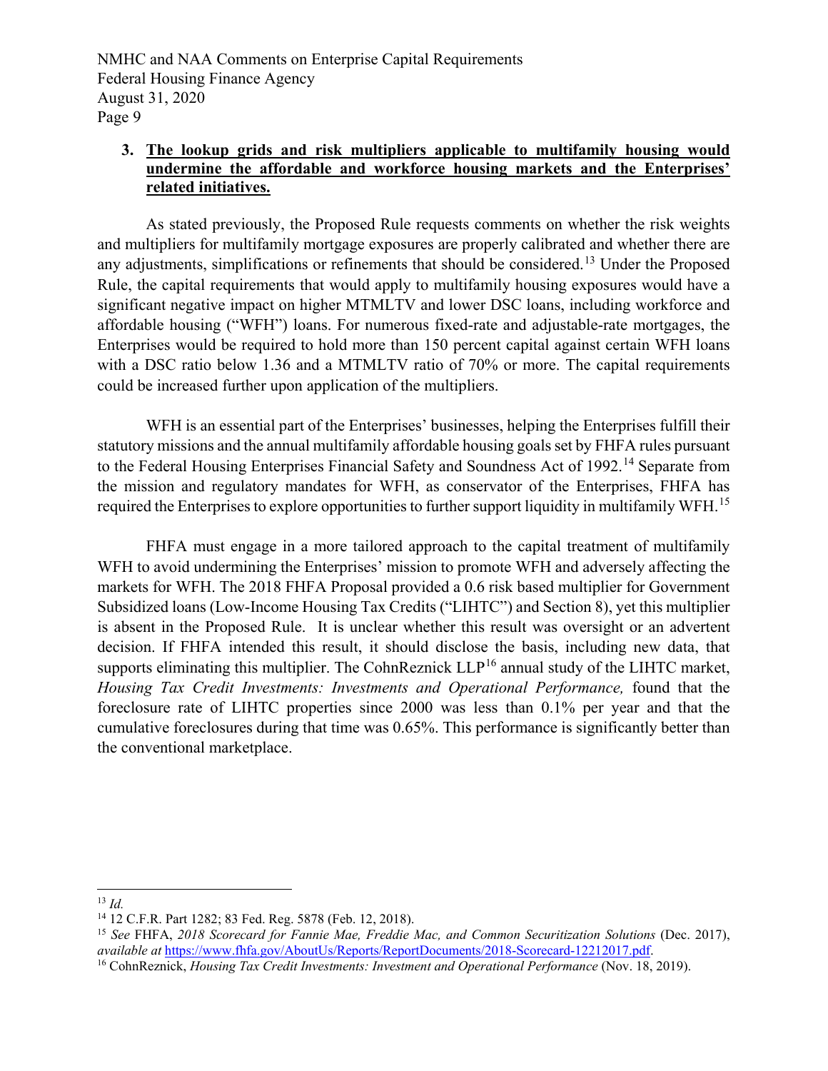**3. <u>The lookup grids and risk multipliers applicable to multifamily housing would undermine the affordable and workforce housing markets and the Enterprises' related initiatives.</u>**

As stated previously, the Proposed Rule requests comments on whether the risk weights and multipliers for multifamily mortgage exposures are properly calibrated and whether there are any adjustments, simplifications or refinements that should be considered.[13] Under the Proposed Rule, the capital requirements that would apply to multifamily housing exposures would have a significant negative impact on higher MTMLTV and lower DSC loans, including workforce and affordable housing ("WFH") loans. For numerous fixed-rate and adjustable-rate mortgages, the Enterprises would be required to hold more than 150 percent capital against certain WFH loans with a DSC ratio below 1.36 and a MTMLTV ratio of 70% or more. The capital requirements could be increased further upon application of the multipliers.

WFH is an essential part of the Enterprises' businesses, helping the Enterprises fulfill their statutory missions and the annual multifamily affordable housing goals set by FHFA rules pursuant to the Federal Housing Enterprises Financial Safety and Soundness Act of 1992.[14] Separate from the mission and regulatory mandates for WFH, as conservator of the Enterprises, FHFA has required the Enterprises to explore opportunities to further support liquidity in multifamily WFH.[15]

FHFA must engage in a more tailored approach to the capital treatment of multifamily WFH to avoid undermining the Enterprises' mission to promote WFH and adversely affecting the markets for WFH. The 2018 FHFA Proposal provided a 0.6 risk based multiplier for Government Subsidized loans (Low-Income Housing Tax Credits ("LIHTC") and Section 8), yet this multiplier is absent in the Proposed Rule. It is unclear whether this result was oversight or an advertent decision. If FHFA intended this result, it should disclose the basis, including new data, that supports eliminating this multiplier. The CohnReznick LLP[16] annual study of the LIHTC market, *Housing Tax Credit Investments: Investments and Operational Performance,* found that the foreclosure rate of LIHTC properties since 2000 was less than 0.1% per year and that the cumulative foreclosures during that time was 0.65%. This performance is significantly better than the conventional marketplace.

---

[13] *Id.*

[14] 12 C.F.R. Part 1282; 83 Fed. Reg. 5878 (Feb. 12, 2018).

[15] *See* FHFA, *2018 Scorecard for Fannie Mae, Freddie Mac, and Common Securitization Solutions* (Dec. 2017), *available at* https://www.fhfa.gov/AboutUs/Reports/ReportDocuments/2018-Scorecard-12212017.pdf.

[16] CohnReznick, *Housing Tax Credit Investments: Investment and Operational Performance* (Nov. 18, 2019).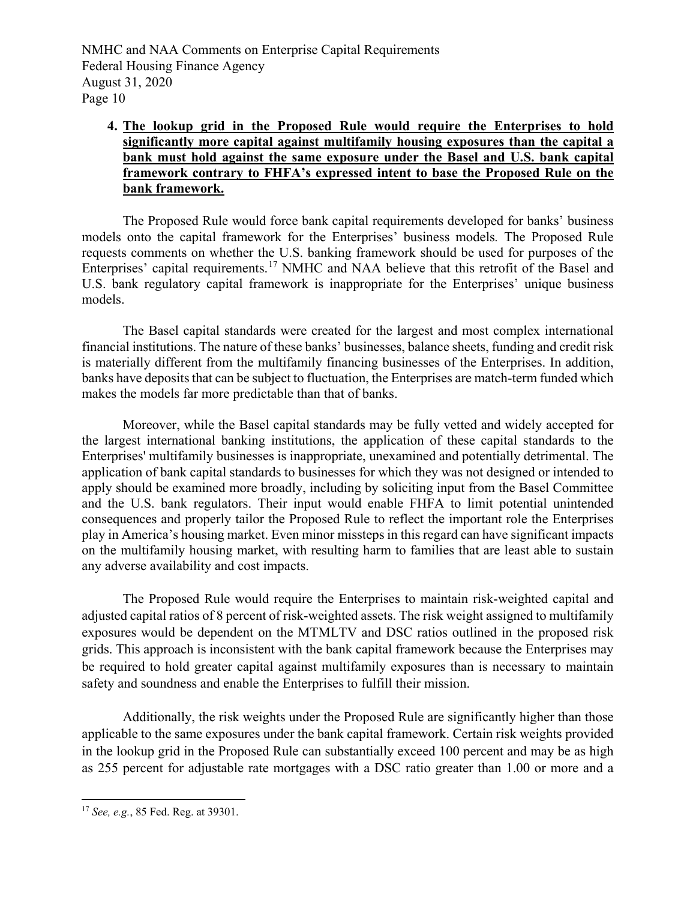4. **The lookup grid in the Proposed Rule would require the Enterprises to hold significantly more capital against multifamily housing exposures than the capital a bank must hold against the same exposure under the Basel and U.S. bank capital framework contrary to FHFA's expressed intent to base the Proposed Rule on the bank framework.**

The Proposed Rule would force bank capital requirements developed for banks' business models onto the capital framework for the Enterprises' business models. The Proposed Rule requests comments on whether the U.S. banking framework should be used for purposes of the Enterprises' capital requirements.[17] NMHC and NAA believe that this retrofit of the Basel and U.S. bank regulatory capital framework is inappropriate for the Enterprises' unique business models.

The Basel capital standards were created for the largest and most complex international financial institutions. The nature of these banks' businesses, balance sheets, funding and credit risk is materially different from the multifamily financing businesses of the Enterprises. In addition, banks have deposits that can be subject to fluctuation, the Enterprises are match-term funded which makes the models far more predictable than that of banks.

Moreover, while the Basel capital standards may be fully vetted and widely accepted for the largest international banking institutions, the application of these capital standards to the Enterprises' multifamily businesses is inappropriate, unexamined and potentially detrimental. The application of bank capital standards to businesses for which they was not designed or intended to apply should be examined more broadly, including by soliciting input from the Basel Committee and the U.S. bank regulators. Their input would enable FHFA to limit potential unintended consequences and properly tailor the Proposed Rule to reflect the important role the Enterprises play in America's housing market. Even minor missteps in this regard can have significant impacts on the multifamily housing market, with resulting harm to families that are least able to sustain any adverse availability and cost impacts.

The Proposed Rule would require the Enterprises to maintain risk-weighted capital and adjusted capital ratios of 8 percent of risk-weighted assets. The risk weight assigned to multifamily exposures would be dependent on the MTMLTV and DSC ratios outlined in the proposed risk grids. This approach is inconsistent with the bank capital framework because the Enterprises may be required to hold greater capital against multifamily exposures than is necessary to maintain safety and soundness and enable the Enterprises to fulfill their mission.

Additionally, the risk weights under the Proposed Rule are significantly higher than those applicable to the same exposures under the bank capital framework. Certain risk weights provided in the lookup grid in the Proposed Rule can substantially exceed 100 percent and may be as high as 255 percent for adjustable rate mortgages with a DSC ratio greater than 1.00 or more and a

---

[17] *See, e.g.*, 85 Fed. Reg. at 39301.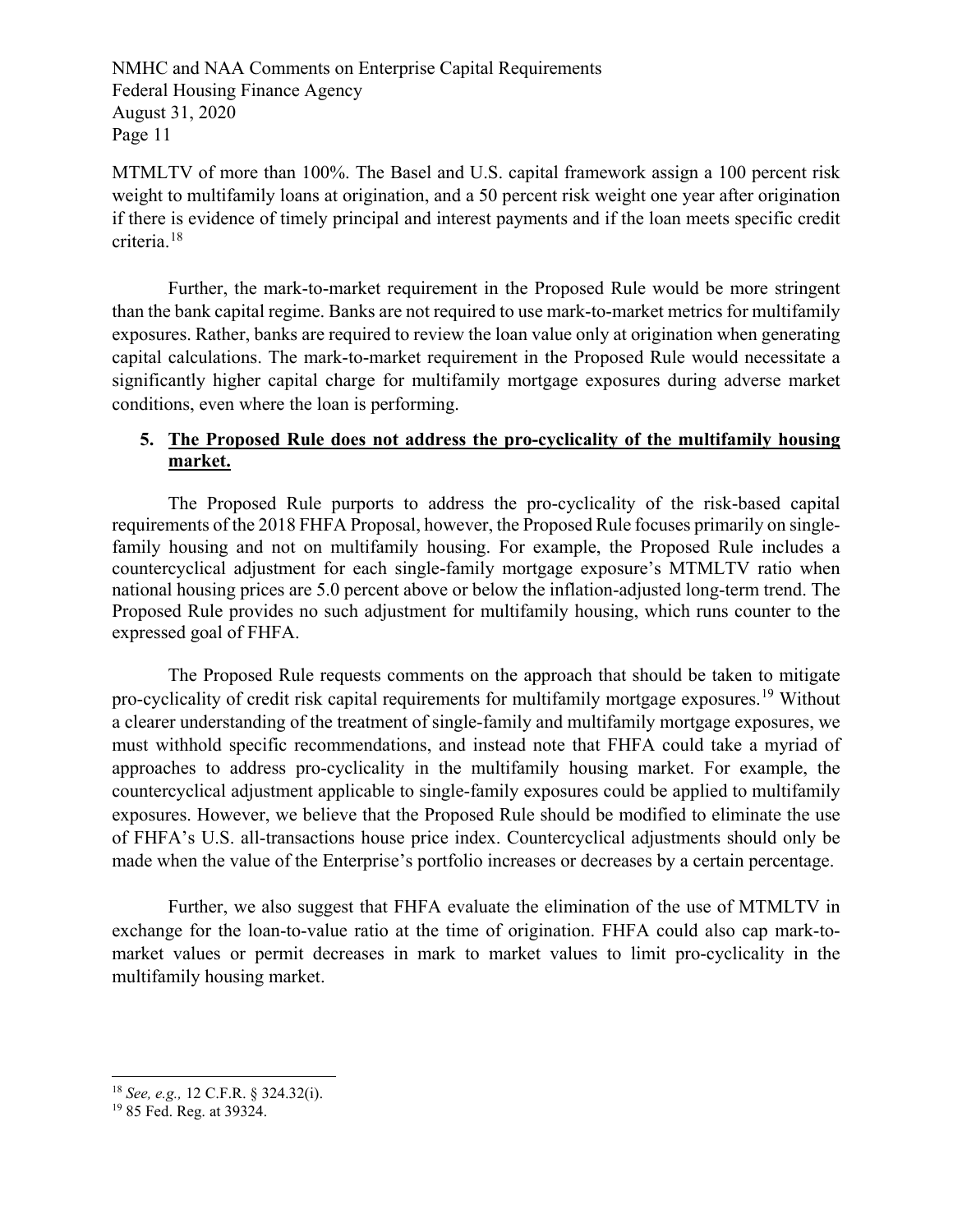MTMLTV of more than 100%. The Basel and U.S. capital framework assign a 100 percent risk weight to multifamily loans at origination, and a 50 percent risk weight one year after origination if there is evidence of timely principal and interest payments and if the loan meets specific credit criteria.[18]

Further, the mark-to-market requirement in the Proposed Rule would be more stringent than the bank capital regime. Banks are not required to use mark-to-market metrics for multifamily exposures. Rather, banks are required to review the loan value only at origination when generating capital calculations. The mark-to-market requirement in the Proposed Rule would necessitate a significantly higher capital charge for multifamily mortgage exposures during adverse market conditions, even where the loan is performing.

**5. <u>The Proposed Rule does not address the pro-cyclicality of the multifamily housing market.</u>**

The Proposed Rule purports to address the pro-cyclicality of the risk-based capital requirements of the 2018 FHFA Proposal, however, the Proposed Rule focuses primarily on single-family housing and not on multifamily housing. For example, the Proposed Rule includes a countercyclical adjustment for each single-family mortgage exposure's MTMLTV ratio when national housing prices are 5.0 percent above or below the inflation-adjusted long-term trend. The Proposed Rule provides no such adjustment for multifamily housing, which runs counter to the expressed goal of FHFA.

The Proposed Rule requests comments on the approach that should be taken to mitigate pro-cyclicality of credit risk capital requirements for multifamily mortgage exposures.[19] Without a clearer understanding of the treatment of single-family and multifamily mortgage exposures, we must withhold specific recommendations, and instead note that FHFA could take a myriad of approaches to address pro-cyclicality in the multifamily housing market. For example, the countercyclical adjustment applicable to single-family exposures could be applied to multifamily exposures. However, we believe that the Proposed Rule should be modified to eliminate the use of FHFA's U.S. all-transactions house price index. Countercyclical adjustments should only be made when the value of the Enterprise's portfolio increases or decreases by a certain percentage.

Further, we also suggest that FHFA evaluate the elimination of the use of MTMLTV in exchange for the loan-to-value ratio at the time of origination. FHFA could also cap mark-to-market values or permit decreases in mark to market values to limit pro-cyclicality in the multifamily housing market.

---

[18] *See, e.g.,* 12 C.F.R. § 324.32(i).

[19] 85 Fed. Reg. at 39324.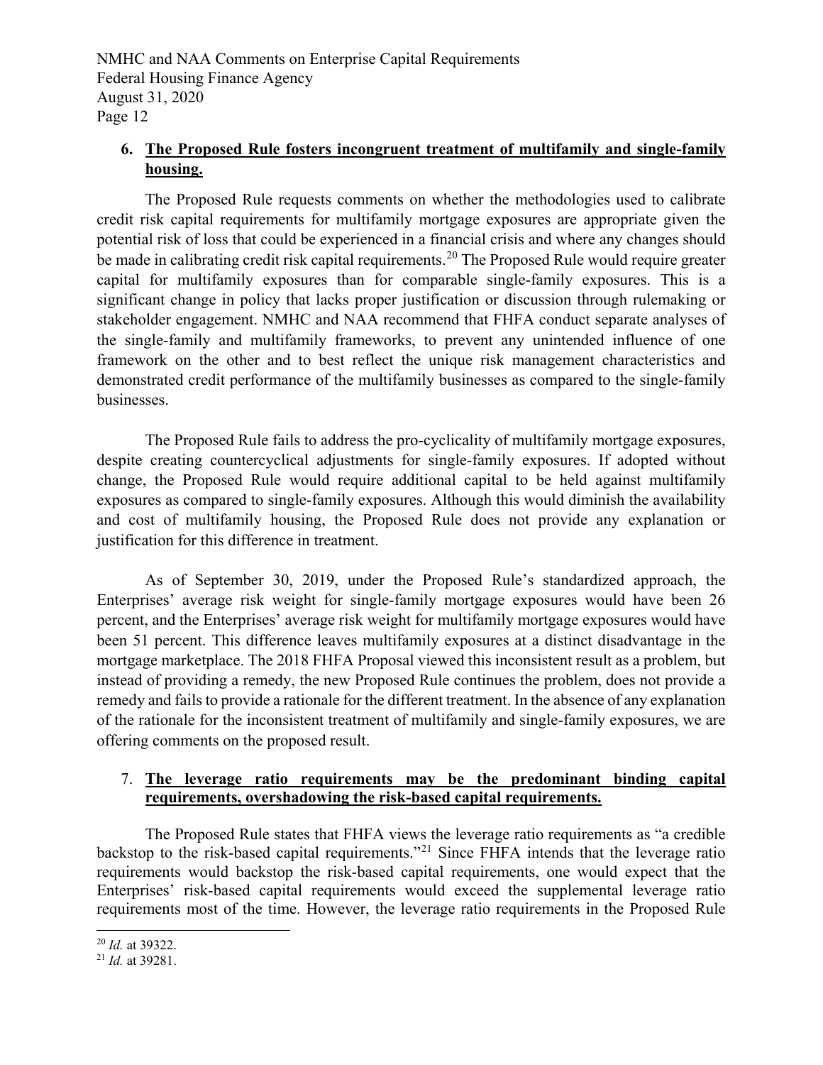6. **<u>The Proposed Rule fosters incongruent treatment of multifamily and single-family housing.</u>**

The Proposed Rule requests comments on whether the methodologies used to calibrate credit risk capital requirements for multifamily mortgage exposures are appropriate given the potential risk of loss that could be experienced in a financial crisis and where any changes should be made in calibrating credit risk capital requirements.[20] The Proposed Rule would require greater capital for multifamily exposures than for comparable single-family exposures. This is a significant change in policy that lacks proper justification or discussion through rulemaking or stakeholder engagement. NMHC and NAA recommend that FHFA conduct separate analyses of the single-family and multifamily frameworks, to prevent any unintended influence of one framework on the other and to best reflect the unique risk management characteristics and demonstrated credit performance of the multifamily businesses as compared to the single-family businesses.

The Proposed Rule fails to address the pro-cyclicality of multifamily mortgage exposures, despite creating countercyclical adjustments for single-family exposures. If adopted without change, the Proposed Rule would require additional capital to be held against multifamily exposures as compared to single-family exposures. Although this would diminish the availability and cost of multifamily housing, the Proposed Rule does not provide any explanation or justification for this difference in treatment.

As of September 30, 2019, under the Proposed Rule's standardized approach, the Enterprises' average risk weight for single-family mortgage exposures would have been 26 percent, and the Enterprises' average risk weight for multifamily mortgage exposures would have been 51 percent. This difference leaves multifamily exposures at a distinct disadvantage in the mortgage marketplace. The 2018 FHFA Proposal viewed this inconsistent result as a problem, but instead of providing a remedy, the new Proposed Rule continues the problem, does not provide a remedy and fails to provide a rationale for the different treatment. In the absence of any explanation of the rationale for the inconsistent treatment of multifamily and single-family exposures, we are offering comments on the proposed result.

7. **<u>The leverage ratio requirements may be the predominant binding capital requirements, overshadowing the risk-based capital requirements.</u>**

The Proposed Rule states that FHFA views the leverage ratio requirements as "a credible backstop to the risk-based capital requirements."[21] Since FHFA intends that the leverage ratio requirements would backstop the risk-based capital requirements, one would expect that the Enterprises' risk-based capital requirements would exceed the supplemental leverage ratio requirements most of the time. However, the leverage ratio requirements in the Proposed Rule

---

[20] *Id.* at 39322.

[21] *Id.* at 39281.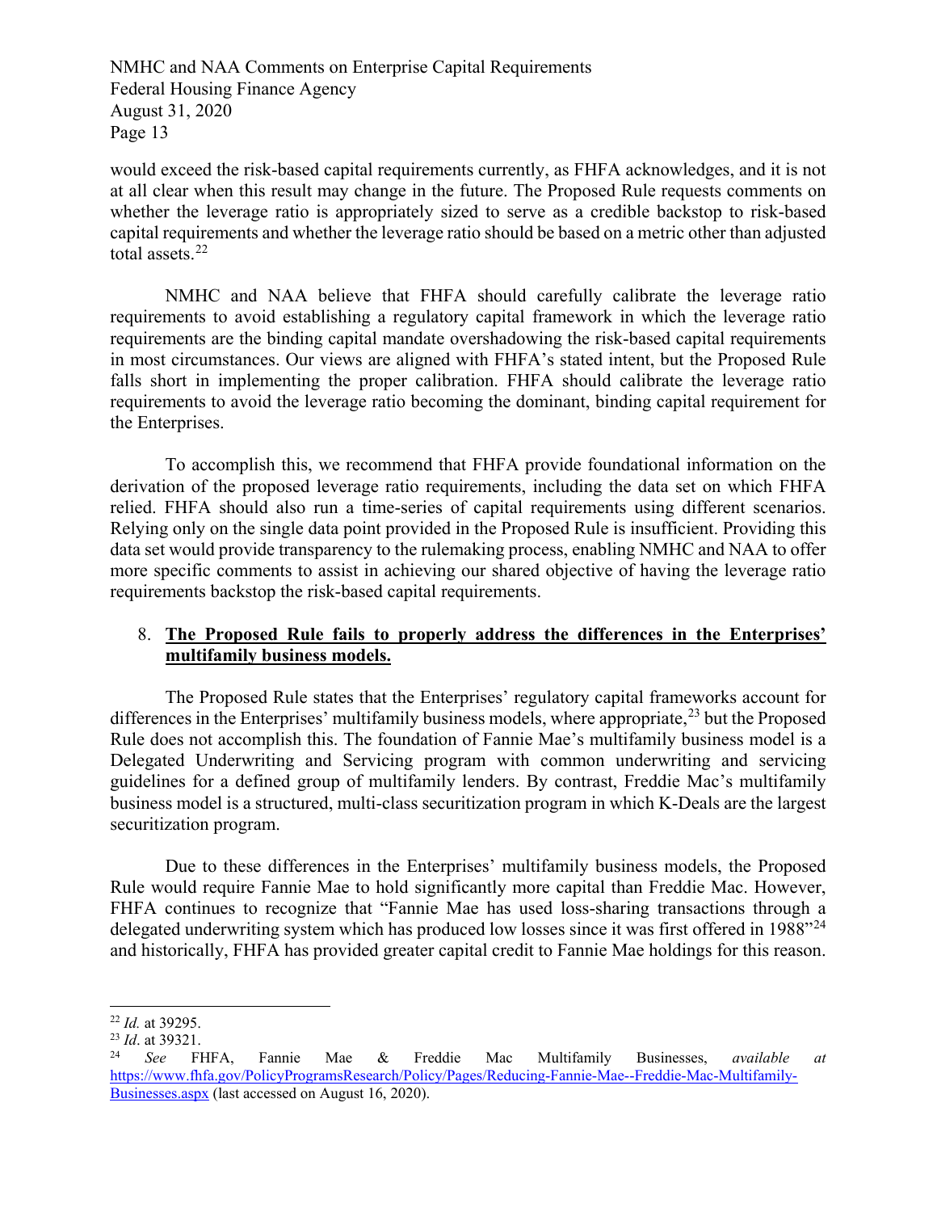would exceed the risk-based capital requirements currently, as FHFA acknowledges, and it is not at all clear when this result may change in the future. The Proposed Rule requests comments on whether the leverage ratio is appropriately sized to serve as a credible backstop to risk-based capital requirements and whether the leverage ratio should be based on a metric other than adjusted total assets.[22]

NMHC and NAA believe that FHFA should carefully calibrate the leverage ratio requirements to avoid establishing a regulatory capital framework in which the leverage ratio requirements are the binding capital mandate overshadowing the risk-based capital requirements in most circumstances. Our views are aligned with FHFA's stated intent, but the Proposed Rule falls short in implementing the proper calibration. FHFA should calibrate the leverage ratio requirements to avoid the leverage ratio becoming the dominant, binding capital requirement for the Enterprises.

To accomplish this, we recommend that FHFA provide foundational information on the derivation of the proposed leverage ratio requirements, including the data set on which FHFA relied. FHFA should also run a time-series of capital requirements using different scenarios. Relying only on the single data point provided in the Proposed Rule is insufficient. Providing this data set would provide transparency to the rulemaking process, enabling NMHC and NAA to offer more specific comments to assist in achieving our shared objective of having the leverage ratio requirements backstop the risk-based capital requirements.

8. **<u>The Proposed Rule fails to properly address the differences in the Enterprises' multifamily business models.</u>**

The Proposed Rule states that the Enterprises' regulatory capital frameworks account for differences in the Enterprises' multifamily business models, where appropriate,[23] but the Proposed Rule does not accomplish this. The foundation of Fannie Mae's multifamily business model is a Delegated Underwriting and Servicing program with common underwriting and servicing guidelines for a defined group of multifamily lenders. By contrast, Freddie Mac's multifamily business model is a structured, multi-class securitization program in which K-Deals are the largest securitization program.

Due to these differences in the Enterprises' multifamily business models, the Proposed Rule would require Fannie Mae to hold significantly more capital than Freddie Mac. However, FHFA continues to recognize that "Fannie Mae has used loss-sharing transactions through a delegated underwriting system which has produced low losses since it was first offered in 1988"[24] and historically, FHFA has provided greater capital credit to Fannie Mae holdings for this reason.

---

[22] *Id.* at 39295.

[23] *Id*. at 39321.

[24] *See* FHFA, Fannie Mae & Freddie Mac Multifamily Businesses, *available at* https://www.fhfa.gov/PolicyProgramsResearch/Policy/Pages/Reducing-Fannie-Mae--Freddie-Mac-Multifamily-Businesses.aspx (last accessed on August 16, 2020).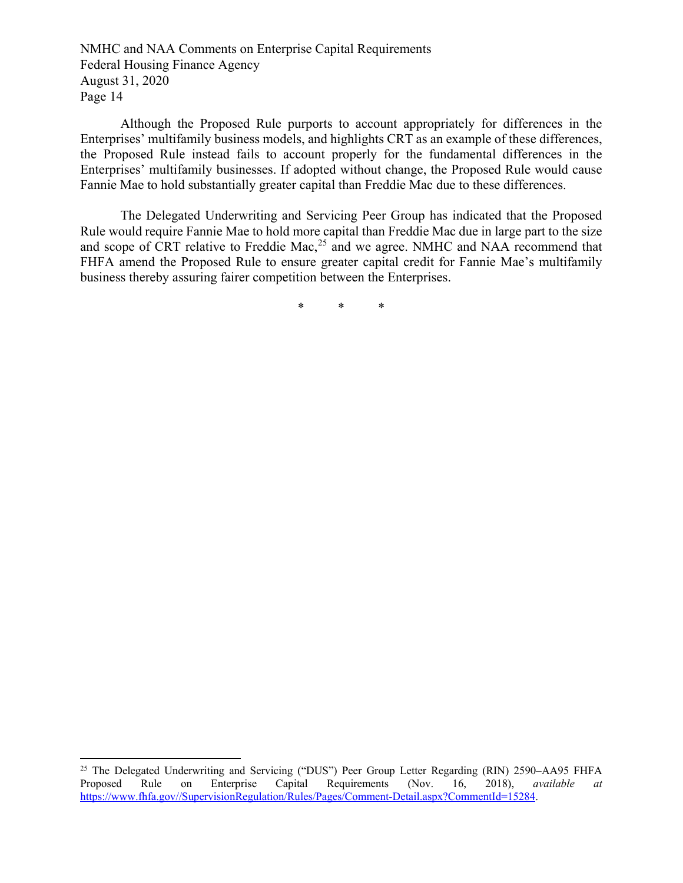Although the Proposed Rule purports to account appropriately for differences in the Enterprises' multifamily business models, and highlights CRT as an example of these differences, the Proposed Rule instead fails to account properly for the fundamental differences in the Enterprises' multifamily businesses. If adopted without change, the Proposed Rule would cause Fannie Mae to hold substantially greater capital than Freddie Mac due to these differences.

The Delegated Underwriting and Servicing Peer Group has indicated that the Proposed Rule would require Fannie Mae to hold more capital than Freddie Mac due in large part to the size and scope of CRT relative to Freddie Mac,[25] and we agree. NMHC and NAA recommend that FHFA amend the Proposed Rule to ensure greater capital credit for Fannie Mae's multifamily business thereby assuring fairer competition between the Enterprises.

\* \* \*

---

[25] The Delegated Underwriting and Servicing ("DUS") Peer Group Letter Regarding (RIN) 2590–AA95 FHFA Proposed Rule on Enterprise Capital Requirements (Nov. 16, 2018), *available at* https://www.fhfa.gov//SupervisionRegulation/Rules/Pages/Comment-Detail.aspx?CommentId=15284.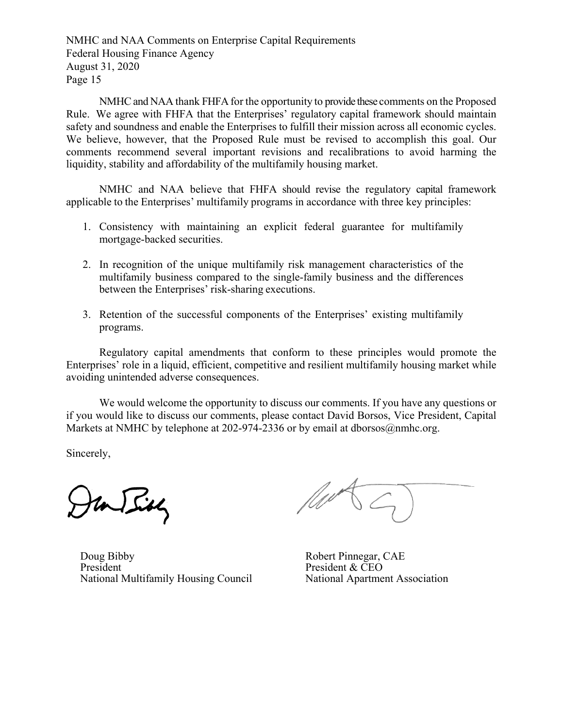NMHC and NAA thank FHFA for the opportunity to provide these comments on the Proposed Rule. We agree with FHFA that the Enterprises' regulatory capital framework should maintain safety and soundness and enable the Enterprises to fulfill their mission across all economic cycles. We believe, however, that the Proposed Rule must be revised to accomplish this goal. Our comments recommend several important revisions and recalibrations to avoid harming the liquidity, stability and affordability of the multifamily housing market.

NMHC and NAA believe that FHFA should revise the regulatory capital framework applicable to the Enterprises' multifamily programs in accordance with three key principles:

1. Consistency with maintaining an explicit federal guarantee for multifamily mortgage-backed securities.

2. In recognition of the unique multifamily risk management characteristics of the multifamily business compared to the single-family business and the differences between the Enterprises' risk-sharing executions.

3. Retention of the successful components of the Enterprises' existing multifamily programs.

Regulatory capital amendments that conform to these principles would promote the Enterprises' role in a liquid, efficient, competitive and resilient multifamily housing market while avoiding unintended adverse consequences.

We would welcome the opportunity to discuss our comments. If you have any questions or if you would like to discuss our comments, please contact David Borsos, Vice President, Capital Markets at NMHC by telephone at 202-974-2336 or by email at dborsos@nmhc.org.

Sincerely,

Doug Bibby
President
National Multifamily Housing Council

Robert Pinnegar, CAE
President & CEO
National Apartment Association